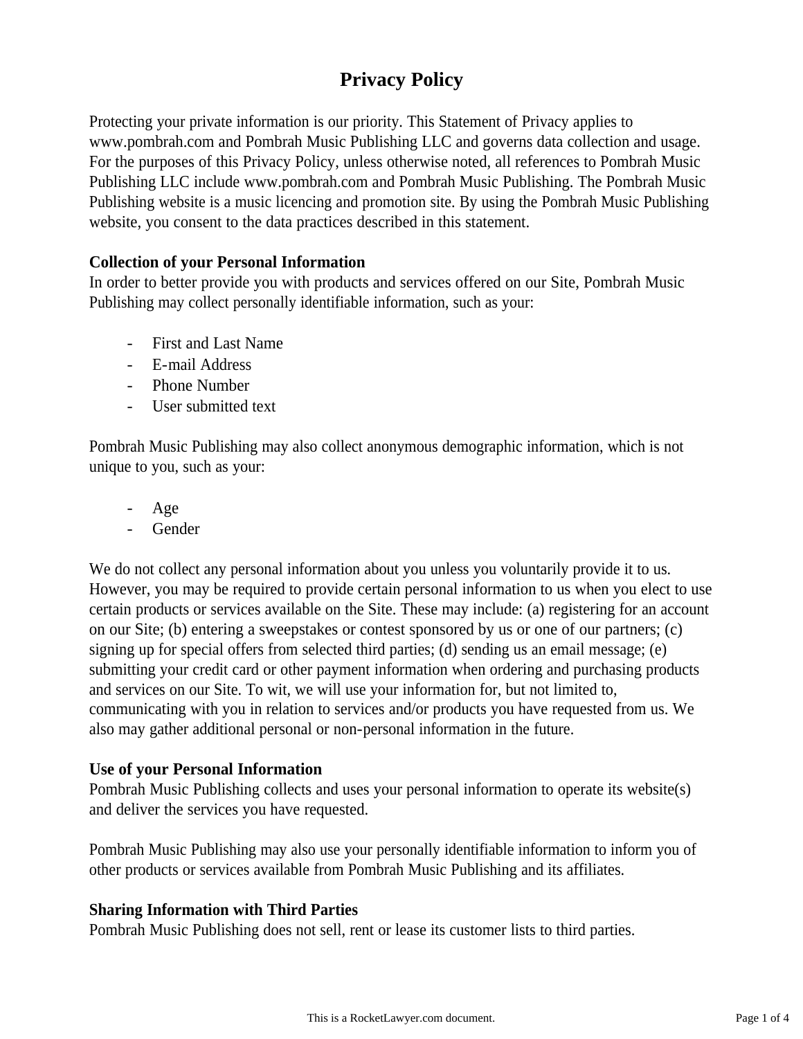# Privacy Policy

Protecting your private information is our priority. This Statement of Privacy applies to www.pombrah.com and Pombrah Music Publishing LLC and governs data collection and usage. For the purposes of this Privacy Policy, unless otherwise noted, all references to Pombrah Music Publishing LLC include www.pombrah.com and Pombrah Music Publishing. The Pombrah Music Publishing website is a music licencing and promotion site. By using the Pombrah Music Publishing website, you consent to the data practices described in this statement.

**Collection of your Personal Information**
In order to better provide you with products and services offered on our Site, Pombrah Music Publishing may collect personally identifiable information, such as your:

- First and Last Name
- E-mail Address
- Phone Number
- User submitted text

Pombrah Music Publishing may also collect anonymous demographic information, which is not unique to you, such as your:

- Age
- Gender

We do not collect any personal information about you unless you voluntarily provide it to us. However, you may be required to provide certain personal information to us when you elect to use certain products or services available on the Site. These may include: (a) registering for an account on our Site; (b) entering a sweepstakes or contest sponsored by us or one of our partners; (c) signing up for special offers from selected third parties; (d) sending us an email message; (e) submitting your credit card or other payment information when ordering and purchasing products and services on our Site. To wit, we will use your information for, but not limited to, communicating with you in relation to services and/or products you have requested from us. We also may gather additional personal or non-personal information in the future.

**Use of your Personal Information**
Pombrah Music Publishing collects and uses your personal information to operate its website(s) and deliver the services you have requested.

Pombrah Music Publishing may also use your personally identifiable information to inform you of other products or services available from Pombrah Music Publishing and its affiliates.

**Sharing Information with Third Parties**
Pombrah Music Publishing does not sell, rent or lease its customer lists to third parties.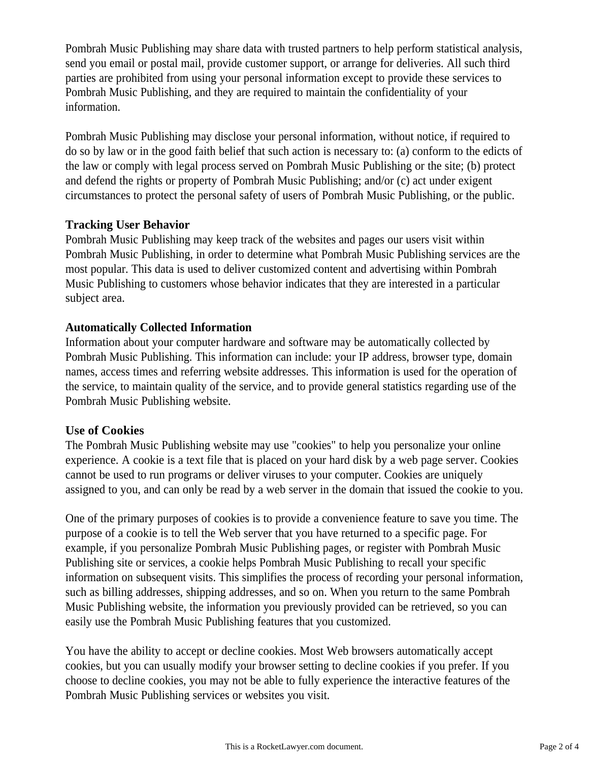Pombrah Music Publishing may share data with trusted partners to help perform statistical analysis, send you email or postal mail, provide customer support, or arrange for deliveries. All such third parties are prohibited from using your personal information except to provide these services to Pombrah Music Publishing, and they are required to maintain the confidentiality of your information.

Pombrah Music Publishing may disclose your personal information, without notice, if required to do so by law or in the good faith belief that such action is necessary to: (a) conform to the edicts of the law or comply with legal process served on Pombrah Music Publishing or the site; (b) protect and defend the rights or property of Pombrah Music Publishing; and/or (c) act under exigent circumstances to protect the personal safety of users of Pombrah Music Publishing, or the public.

**Tracking User Behavior**

Pombrah Music Publishing may keep track of the websites and pages our users visit within Pombrah Music Publishing, in order to determine what Pombrah Music Publishing services are the most popular. This data is used to deliver customized content and advertising within Pombrah Music Publishing to customers whose behavior indicates that they are interested in a particular subject area.

**Automatically Collected Information**

Information about your computer hardware and software may be automatically collected by Pombrah Music Publishing. This information can include: your IP address, browser type, domain names, access times and referring website addresses. This information is used for the operation of the service, to maintain quality of the service, and to provide general statistics regarding use of the Pombrah Music Publishing website.

**Use of Cookies**

The Pombrah Music Publishing website may use "cookies" to help you personalize your online experience. A cookie is a text file that is placed on your hard disk by a web page server. Cookies cannot be used to run programs or deliver viruses to your computer. Cookies are uniquely assigned to you, and can only be read by a web server in the domain that issued the cookie to you.

One of the primary purposes of cookies is to provide a convenience feature to save you time. The purpose of a cookie is to tell the Web server that you have returned to a specific page. For example, if you personalize Pombrah Music Publishing pages, or register with Pombrah Music Publishing site or services, a cookie helps Pombrah Music Publishing to recall your specific information on subsequent visits. This simplifies the process of recording your personal information, such as billing addresses, shipping addresses, and so on. When you return to the same Pombrah Music Publishing website, the information you previously provided can be retrieved, so you can easily use the Pombrah Music Publishing features that you customized.

You have the ability to accept or decline cookies. Most Web browsers automatically accept cookies, but you can usually modify your browser setting to decline cookies if you prefer. If you choose to decline cookies, you may not be able to fully experience the interactive features of the Pombrah Music Publishing services or websites you visit.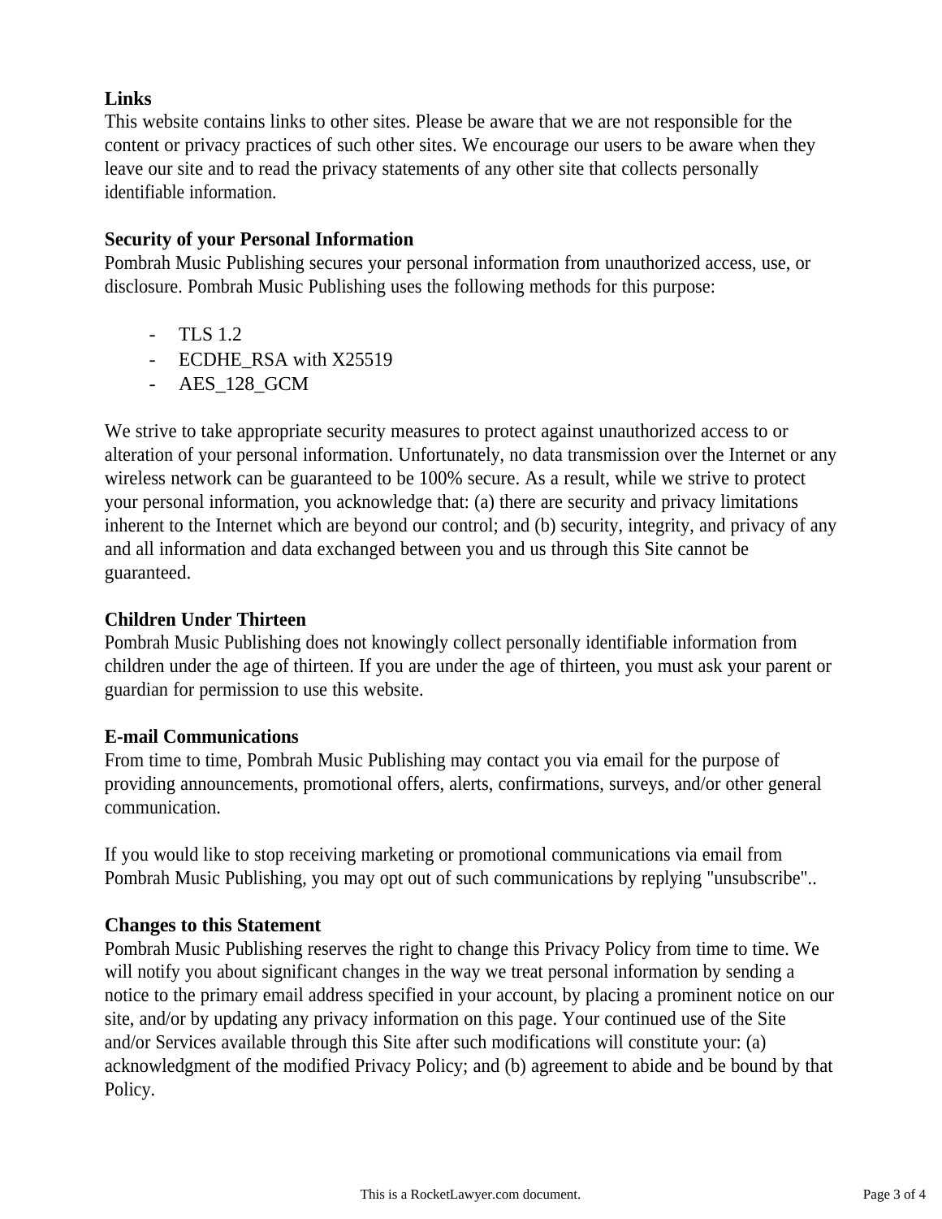**Links**
This website contains links to other sites. Please be aware that we are not responsible for the content or privacy practices of such other sites. We encourage our users to be aware when they leave our site and to read the privacy statements of any other site that collects personally identifiable information.

**Security of your Personal Information**
Pombrah Music Publishing secures your personal information from unauthorized access, use, or disclosure. Pombrah Music Publishing uses the following methods for this purpose:

- TLS 1.2
- ECDHE_RSA with X25519
- AES_128_GCM

We strive to take appropriate security measures to protect against unauthorized access to or alteration of your personal information. Unfortunately, no data transmission over the Internet or any wireless network can be guaranteed to be 100% secure. As a result, while we strive to protect your personal information, you acknowledge that: (a) there are security and privacy limitations inherent to the Internet which are beyond our control; and (b) security, integrity, and privacy of any and all information and data exchanged between you and us through this Site cannot be guaranteed.

**Children Under Thirteen**
Pombrah Music Publishing does not knowingly collect personally identifiable information from children under the age of thirteen. If you are under the age of thirteen, you must ask your parent or guardian for permission to use this website.

**E-mail Communications**
From time to time, Pombrah Music Publishing may contact you via email for the purpose of providing announcements, promotional offers, alerts, confirmations, surveys, and/or other general communication.

If you would like to stop receiving marketing or promotional communications via email from Pombrah Music Publishing, you may opt out of such communications by replying "unsubscribe"..

**Changes to this Statement**
Pombrah Music Publishing reserves the right to change this Privacy Policy from time to time. We will notify you about significant changes in the way we treat personal information by sending a notice to the primary email address specified in your account, by placing a prominent notice on our site, and/or by updating any privacy information on this page. Your continued use of the Site and/or Services available through this Site after such modifications will constitute your: (a) acknowledgment of the modified Privacy Policy; and (b) agreement to abide and be bound by that Policy.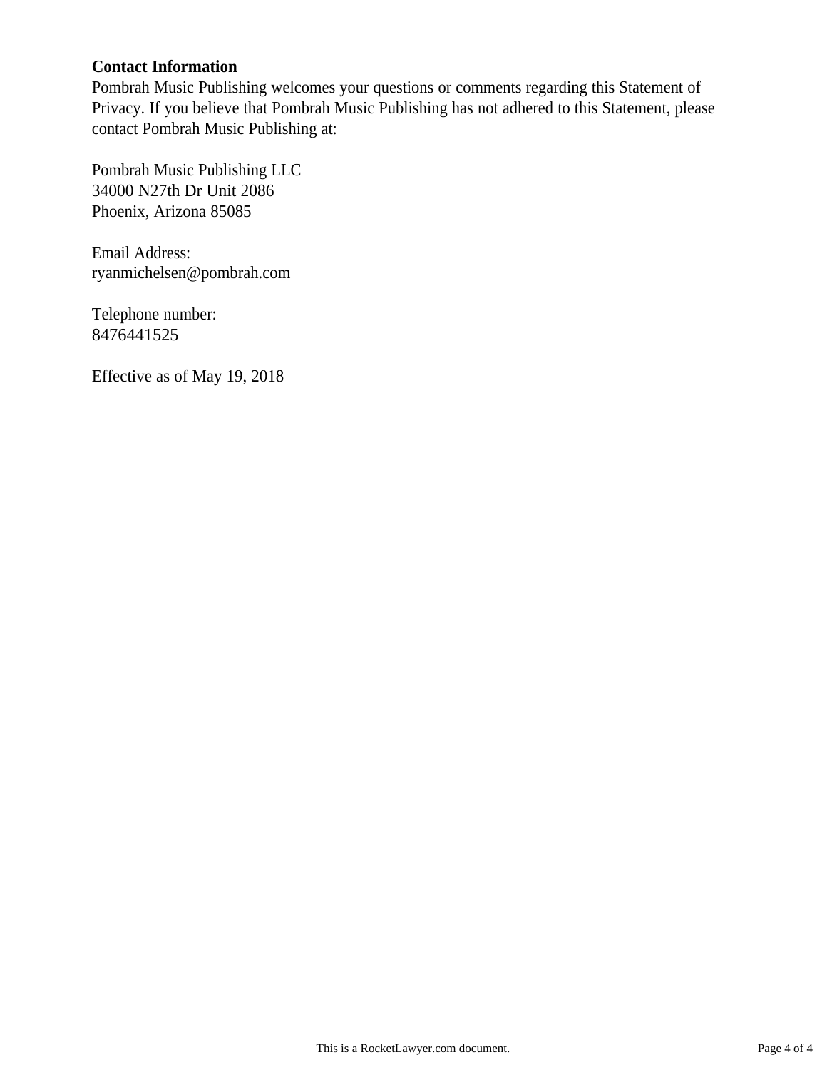**Contact Information**

Pombrah Music Publishing welcomes your questions or comments regarding this Statement of Privacy. If you believe that Pombrah Music Publishing has not adhered to this Statement, please contact Pombrah Music Publishing at:

Pombrah Music Publishing LLC
34000 N27th Dr Unit 2086
Phoenix, Arizona 85085

Email Address:
ryanmichelsen@pombrah.com

Telephone number:
8476441525

Effective as of May 19, 2018

This is a RocketLawyer.com document.